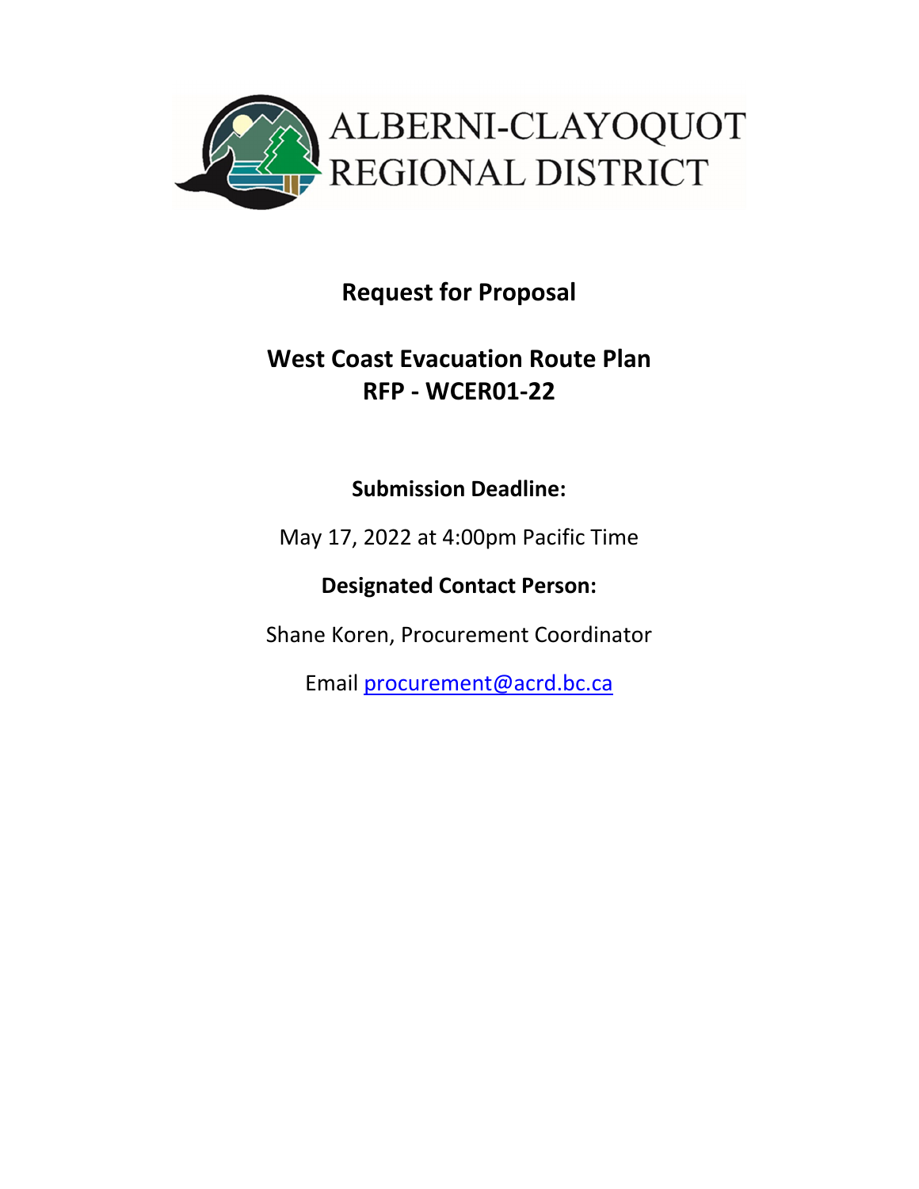ALBERNI-CLAYOQUOT REGIONAL DISTRICT

# Request for Proposal

## West Coast Evacuation Route Plan
## RFP - WCER01-22

**Submission Deadline:**

May 17, 2022 at 4:00pm Pacific Time

**Designated Contact Person:**

Shane Koren, Procurement Coordinator

Email procurement@acrd.bc.ca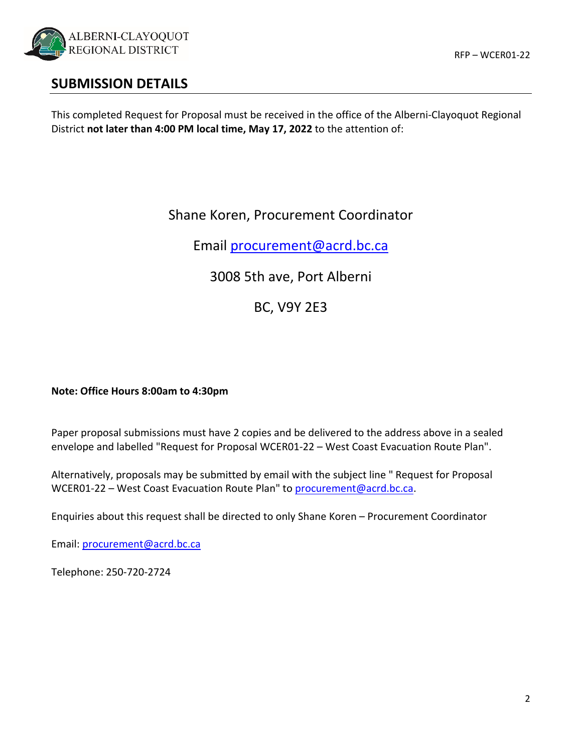## SUBMISSION DETAILS

This completed Request for Proposal must be received in the office of the Alberni-Clayoquot Regional District **not later than 4:00 PM local time, May 17, 2022** to the attention of:

Shane Koren, Procurement Coordinator

Email procurement@acrd.bc.ca

3008 5th ave, Port Alberni

BC, V9Y 2E3

**Note: Office Hours 8:00am to 4:30pm**

Paper proposal submissions must have 2 copies and be delivered to the address above in a sealed envelope and labelled "Request for Proposal WCER01-22 – West Coast Evacuation Route Plan".

Alternatively, proposals may be submitted by email with the subject line " Request for Proposal WCER01-22 – West Coast Evacuation Route Plan" to procurement@acrd.bc.ca.

Enquiries about this request shall be directed to only Shane Koren – Procurement Coordinator

Email: procurement@acrd.bc.ca

Telephone: 250-720-2724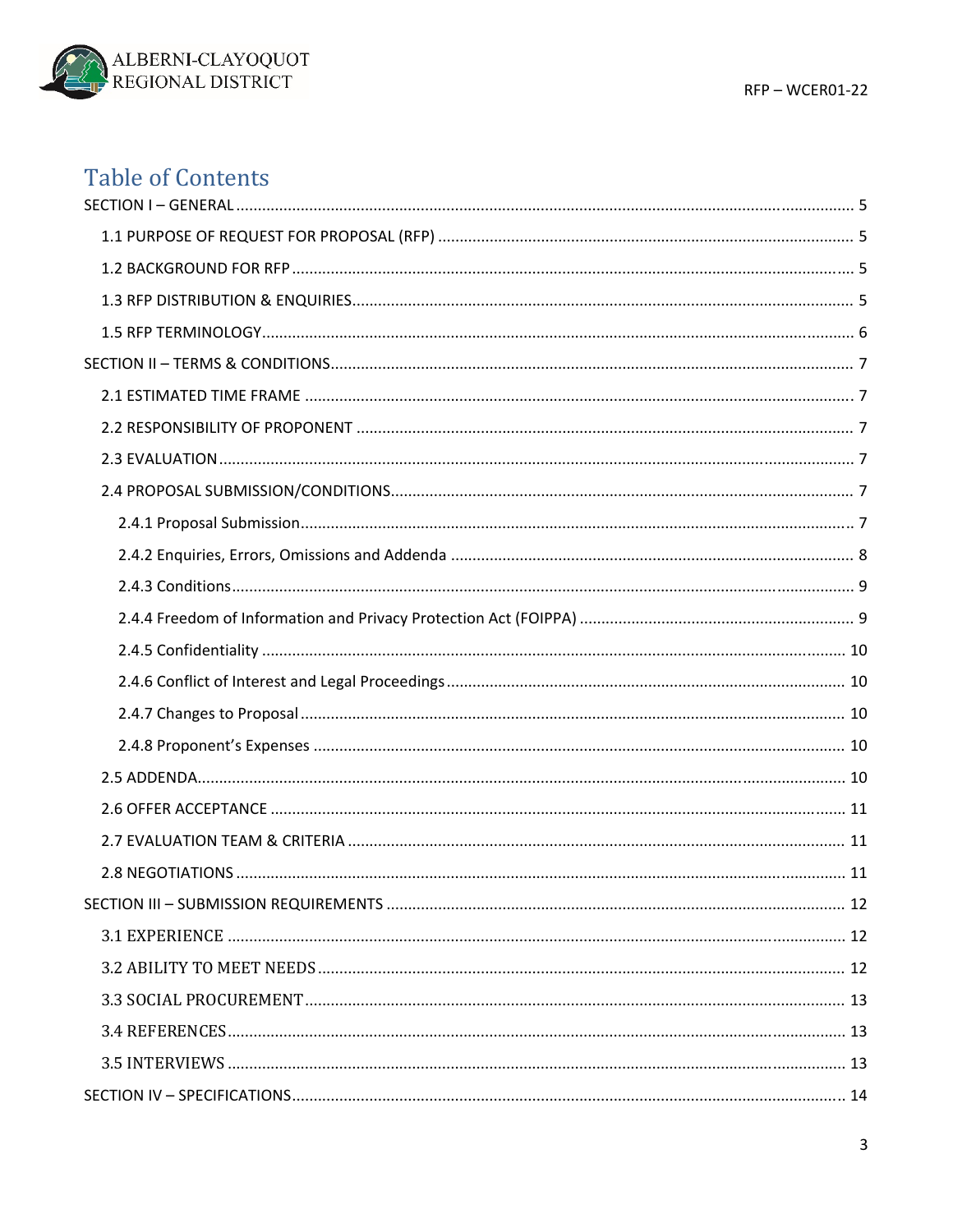# Table of Contents

SECTION I – GENERAL ..... 5

- 1.1 PURPOSE OF REQUEST FOR PROPOSAL (RFP) ..... 5
- 1.2 BACKGROUND FOR RFP ..... 5
- 1.3 RFP DISTRIBUTION & ENQUIRIES ..... 5
- 1.5 RFP TERMINOLOGY ..... 6

SECTION II – TERMS & CONDITIONS ..... 7

- 2.1 ESTIMATED TIME FRAME ..... 7
- 2.2 RESPONSIBILITY OF PROPONENT ..... 7
- 2.3 EVALUATION ..... 7
- 2.4 PROPOSAL SUBMISSION/CONDITIONS ..... 7
  - 2.4.1 Proposal Submission ..... 7
  - 2.4.2 Enquiries, Errors, Omissions and Addenda ..... 8
  - 2.4.3 Conditions ..... 9
  - 2.4.4 Freedom of Information and Privacy Protection Act (FOIPPA) ..... 9
  - 2.4.5 Confidentiality ..... 10
  - 2.4.6 Conflict of Interest and Legal Proceedings ..... 10
  - 2.4.7 Changes to Proposal ..... 10
  - 2.4.8 Proponent's Expenses ..... 10
- 2.5 ADDENDA ..... 10
- 2.6 OFFER ACCEPTANCE ..... 11
- 2.7 EVALUATION TEAM & CRITERIA ..... 11
- 2.8 NEGOTIATIONS ..... 11

SECTION III – SUBMISSION REQUIREMENTS ..... 12

- 3.1 EXPERIENCE ..... 12
- 3.2 ABILITY TO MEET NEEDS ..... 12
- 3.3 SOCIAL PROCUREMENT ..... 13
- 3.4 REFERENCES ..... 13
- 3.5 INTERVIEWS ..... 13

SECTION IV – SPECIFICATIONS ..... 14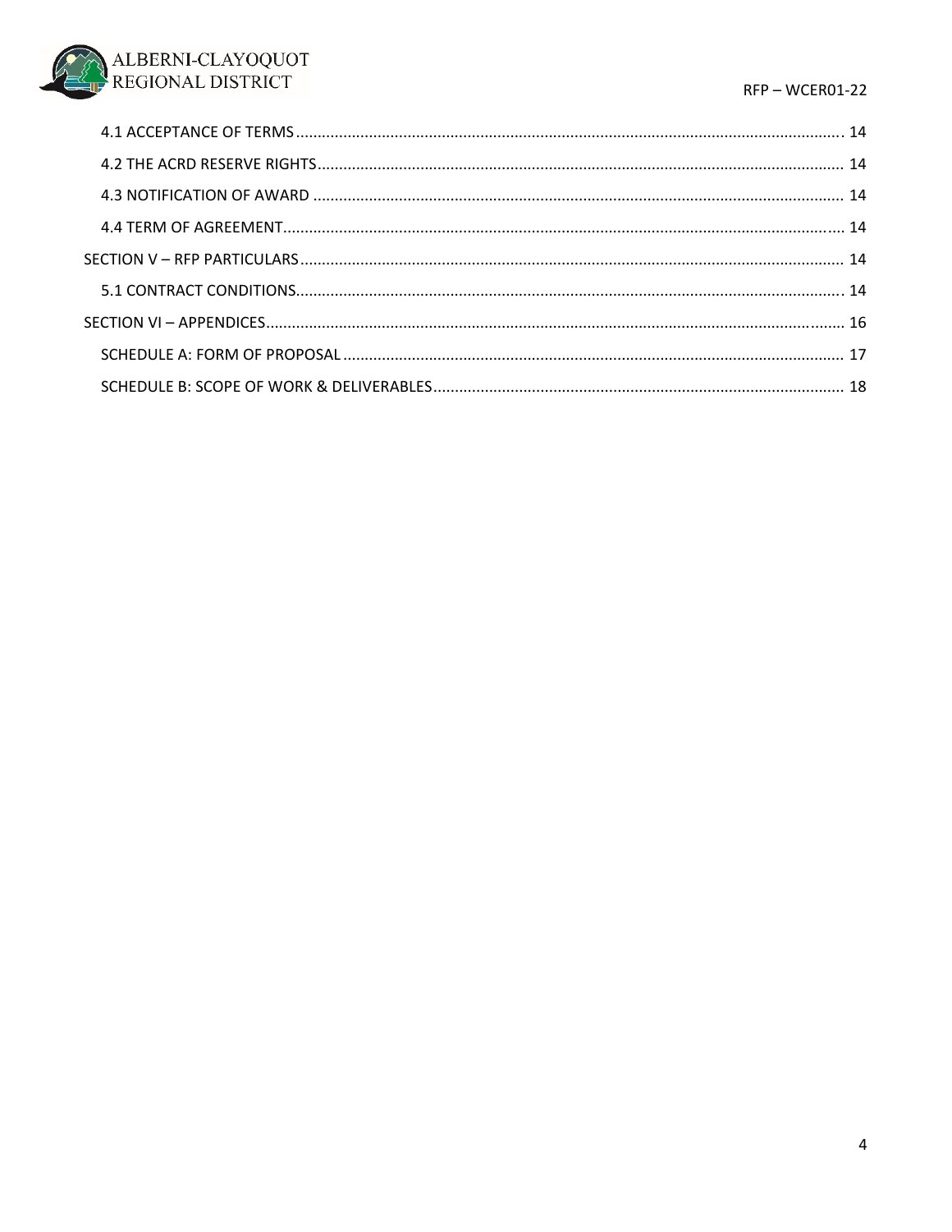4.1 ACCEPTANCE OF TERMS ........................................................................................................................ 14

4.2 THE ACRD RESERVE RIGHTS ................................................................................................................. 14

4.3 NOTIFICATION OF AWARD .................................................................................................................. 14

4.4 TERM OF AGREEMENT ........................................................................................................................ 14

SECTION V – RFP PARTICULARS ............................................................................................................... 14

5.1 CONTRACT CONDITIONS ..................................................................................................................... 14

SECTION VI – APPENDICES ........................................................................................................................ 16

SCHEDULE A: FORM OF PROPOSAL ......................................................................................................... 17

SCHEDULE B: SCOPE OF WORK & DELIVERABLES ................................................................................... 18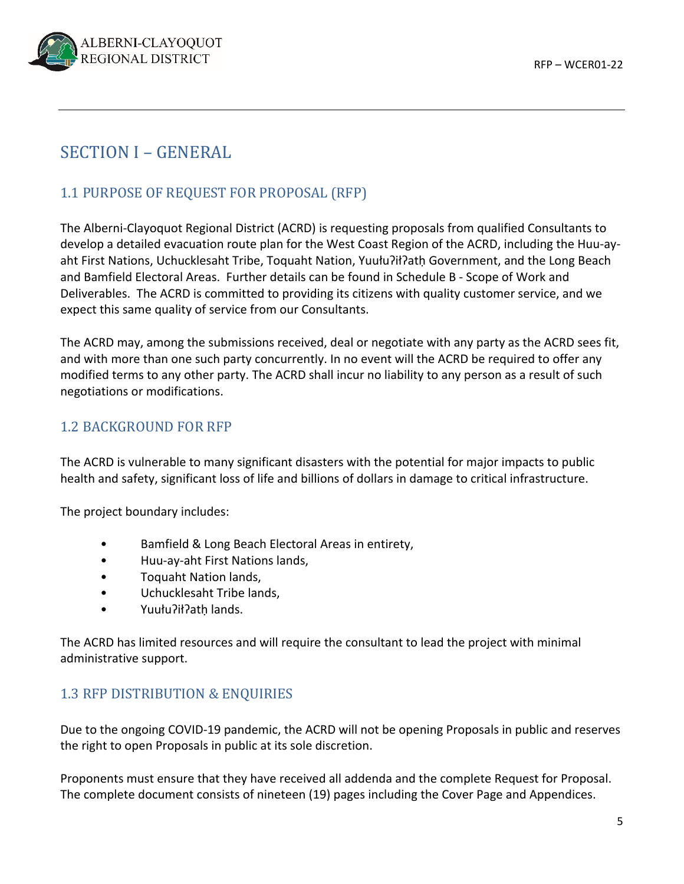# SECTION I – GENERAL

## 1.1 PURPOSE OF REQUEST FOR PROPOSAL (RFP)

The Alberni-Clayoquot Regional District (ACRD) is requesting proposals from qualified Consultants to develop a detailed evacuation route plan for the West Coast Region of the ACRD, including the Huu-ay-aht First Nations, Uchucklesaht Tribe, Toquaht Nation, Yuułuʔiłʔatḥ Government, and the Long Beach and Bamfield Electoral Areas. Further details can be found in Schedule B - Scope of Work and Deliverables. The ACRD is committed to providing its citizens with quality customer service, and we expect this same quality of service from our Consultants.

The ACRD may, among the submissions received, deal or negotiate with any party as the ACRD sees fit, and with more than one such party concurrently. In no event will the ACRD be required to offer any modified terms to any other party. The ACRD shall incur no liability to any person as a result of such negotiations or modifications.

## 1.2 BACKGROUND FOR RFP

The ACRD is vulnerable to many significant disasters with the potential for major impacts to public health and safety, significant loss of life and billions of dollars in damage to critical infrastructure.

The project boundary includes:

- Bamfield & Long Beach Electoral Areas in entirety,
- Huu-ay-aht First Nations lands,
- Toquaht Nation lands,
- Uchucklesaht Tribe lands,
- Yuułuʔiłʔatḥ lands.

The ACRD has limited resources and will require the consultant to lead the project with minimal administrative support.

## 1.3 RFP DISTRIBUTION & ENQUIRIES

Due to the ongoing COVID-19 pandemic, the ACRD will not be opening Proposals in public and reserves the right to open Proposals in public at its sole discretion.

Proponents must ensure that they have received all addenda and the complete Request for Proposal. The complete document consists of nineteen (19) pages including the Cover Page and Appendices.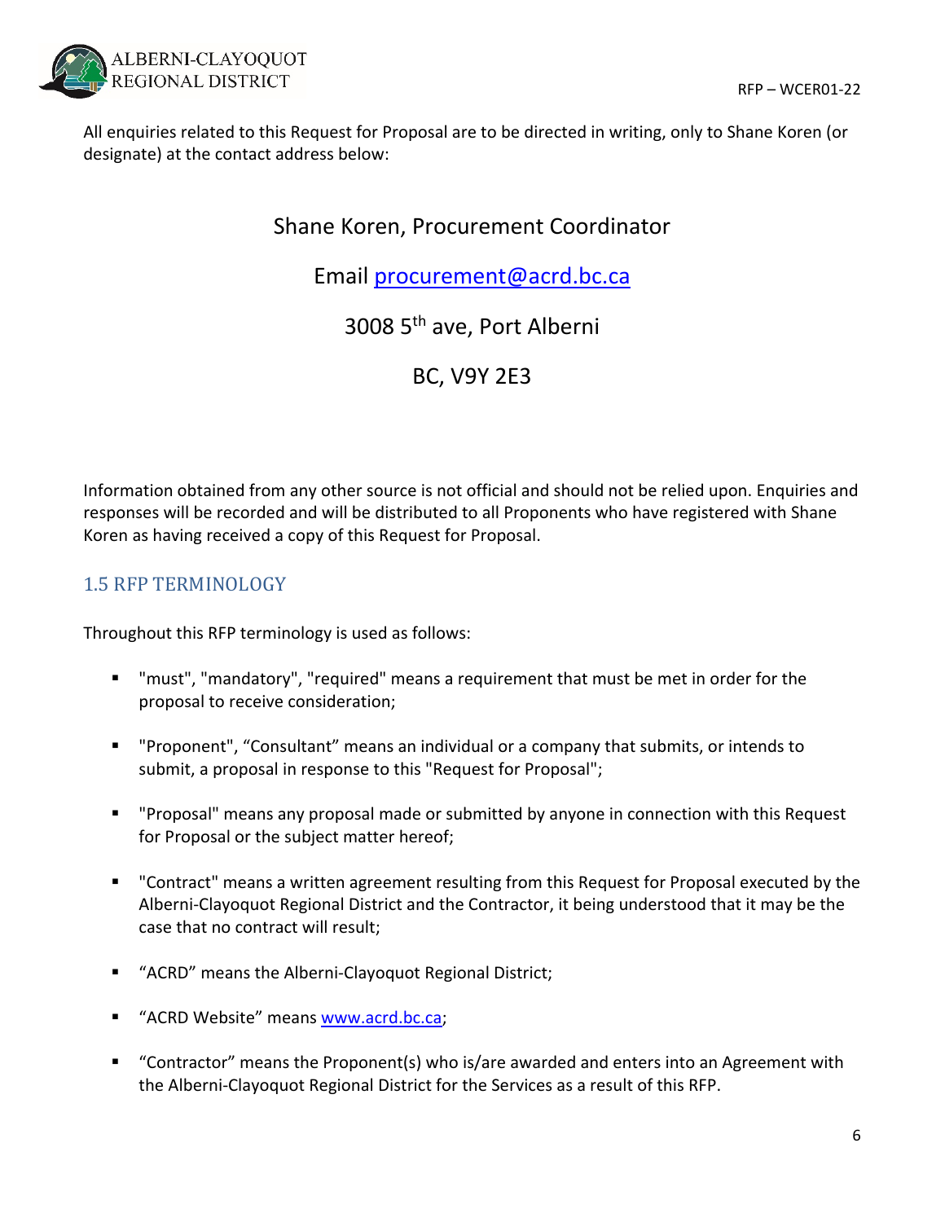All enquiries related to this Request for Proposal are to be directed in writing, only to Shane Koren (or designate) at the contact address below:

Shane Koren, Procurement Coordinator

Email procurement@acrd.bc.ca

3008 5th ave, Port Alberni

BC, V9Y 2E3

Information obtained from any other source is not official and should not be relied upon. Enquiries and responses will be recorded and will be distributed to all Proponents who have registered with Shane Koren as having received a copy of this Request for Proposal.

## 1.5 RFP TERMINOLOGY

Throughout this RFP terminology is used as follows:

- "must", "mandatory", "required" means a requirement that must be met in order for the proposal to receive consideration;
- "Proponent", "Consultant" means an individual or a company that submits, or intends to submit, a proposal in response to this "Request for Proposal";
- "Proposal" means any proposal made or submitted by anyone in connection with this Request for Proposal or the subject matter hereof;
- "Contract" means a written agreement resulting from this Request for Proposal executed by the Alberni-Clayoquot Regional District and the Contractor, it being understood that it may be the case that no contract will result;
- "ACRD" means the Alberni-Clayoquot Regional District;
- "ACRD Website" means www.acrd.bc.ca;
- "Contractor" means the Proponent(s) who is/are awarded and enters into an Agreement with the Alberni-Clayoquot Regional District for the Services as a result of this RFP.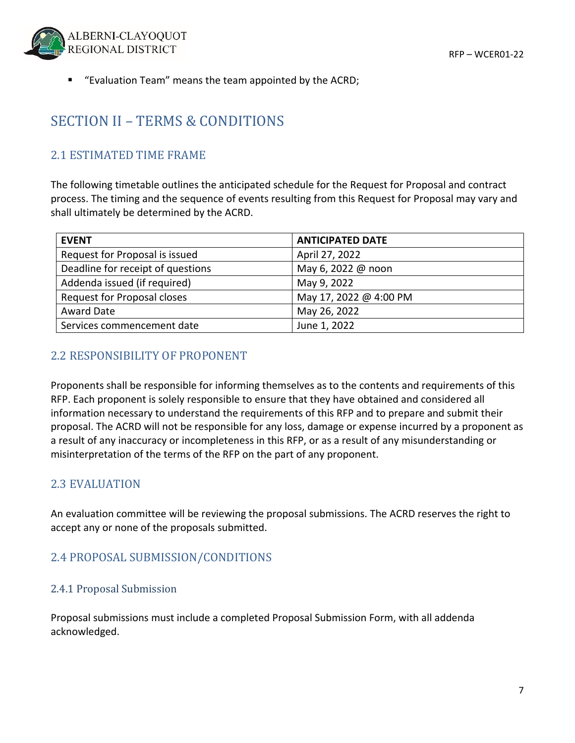- "Evaluation Team" means the team appointed by the ACRD;

# SECTION II – TERMS & CONDITIONS

## 2.1 ESTIMATED TIME FRAME

The following timetable outlines the anticipated schedule for the Request for Proposal and contract process. The timing and the sequence of events resulting from this Request for Proposal may vary and shall ultimately be determined by the ACRD.

| EVENT | ANTICIPATED DATE |
|---|---|
| Request for Proposal is issued | April 27, 2022 |
| Deadline for receipt of questions | May 6, 2022 @ noon |
| Addenda issued (if required) | May 9, 2022 |
| Request for Proposal closes | May 17, 2022 @ 4:00 PM |
| Award Date | May 26, 2022 |
| Services commencement date | June 1, 2022 |

## 2.2 RESPONSIBILITY OF PROPONENT

Proponents shall be responsible for informing themselves as to the contents and requirements of this RFP. Each proponent is solely responsible to ensure that they have obtained and considered all information necessary to understand the requirements of this RFP and to prepare and submit their proposal. The ACRD will not be responsible for any loss, damage or expense incurred by a proponent as a result of any inaccuracy or incompleteness in this RFP, or as a result of any misunderstanding or misinterpretation of the terms of the RFP on the part of any proponent.

## 2.3 EVALUATION

An evaluation committee will be reviewing the proposal submissions. The ACRD reserves the right to accept any or none of the proposals submitted.

## 2.4 PROPOSAL SUBMISSION/CONDITIONS

### 2.4.1 Proposal Submission

Proposal submissions must include a completed Proposal Submission Form, with all addenda acknowledged.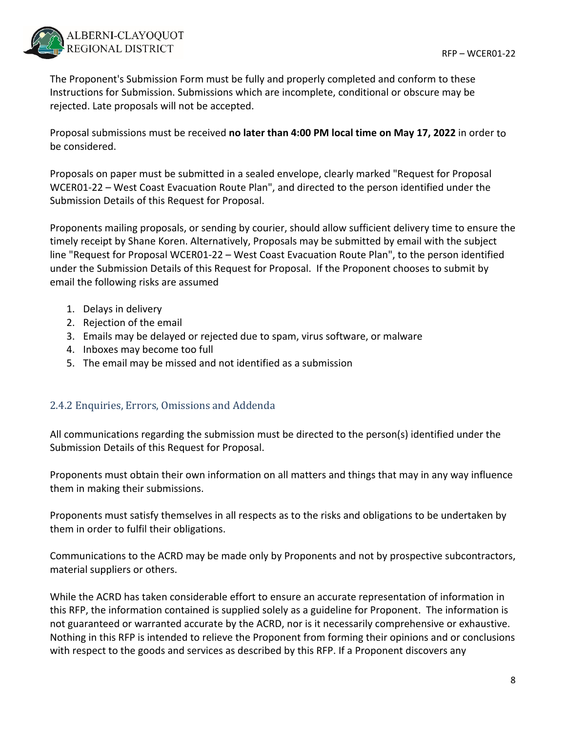The Proponent's Submission Form must be fully and properly completed and conform to these Instructions for Submission. Submissions which are incomplete, conditional or obscure may be rejected. Late proposals will not be accepted.

Proposal submissions must be received **no later than 4:00 PM local time on May 17, 2022** in order to be considered.

Proposals on paper must be submitted in a sealed envelope, clearly marked "Request for Proposal WCER01-22 – West Coast Evacuation Route Plan", and directed to the person identified under the Submission Details of this Request for Proposal.

Proponents mailing proposals, or sending by courier, should allow sufficient delivery time to ensure the timely receipt by Shane Koren. Alternatively, Proposals may be submitted by email with the subject line "Request for Proposal WCER01-22 – West Coast Evacuation Route Plan", to the person identified under the Submission Details of this Request for Proposal. If the Proponent chooses to submit by email the following risks are assumed

1. Delays in delivery
2. Rejection of the email
3. Emails may be delayed or rejected due to spam, virus software, or malware
4. Inboxes may become too full
5. The email may be missed and not identified as a submission

### 2.4.2 Enquiries, Errors, Omissions and Addenda

All communications regarding the submission must be directed to the person(s) identified under the Submission Details of this Request for Proposal.

Proponents must obtain their own information on all matters and things that may in any way influence them in making their submissions.

Proponents must satisfy themselves in all respects as to the risks and obligations to be undertaken by them in order to fulfil their obligations.

Communications to the ACRD may be made only by Proponents and not by prospective subcontractors, material suppliers or others.

While the ACRD has taken considerable effort to ensure an accurate representation of information in this RFP, the information contained is supplied solely as a guideline for Proponent. The information is not guaranteed or warranted accurate by the ACRD, nor is it necessarily comprehensive or exhaustive. Nothing in this RFP is intended to relieve the Proponent from forming their opinions and or conclusions with respect to the goods and services as described by this RFP. If a Proponent discovers any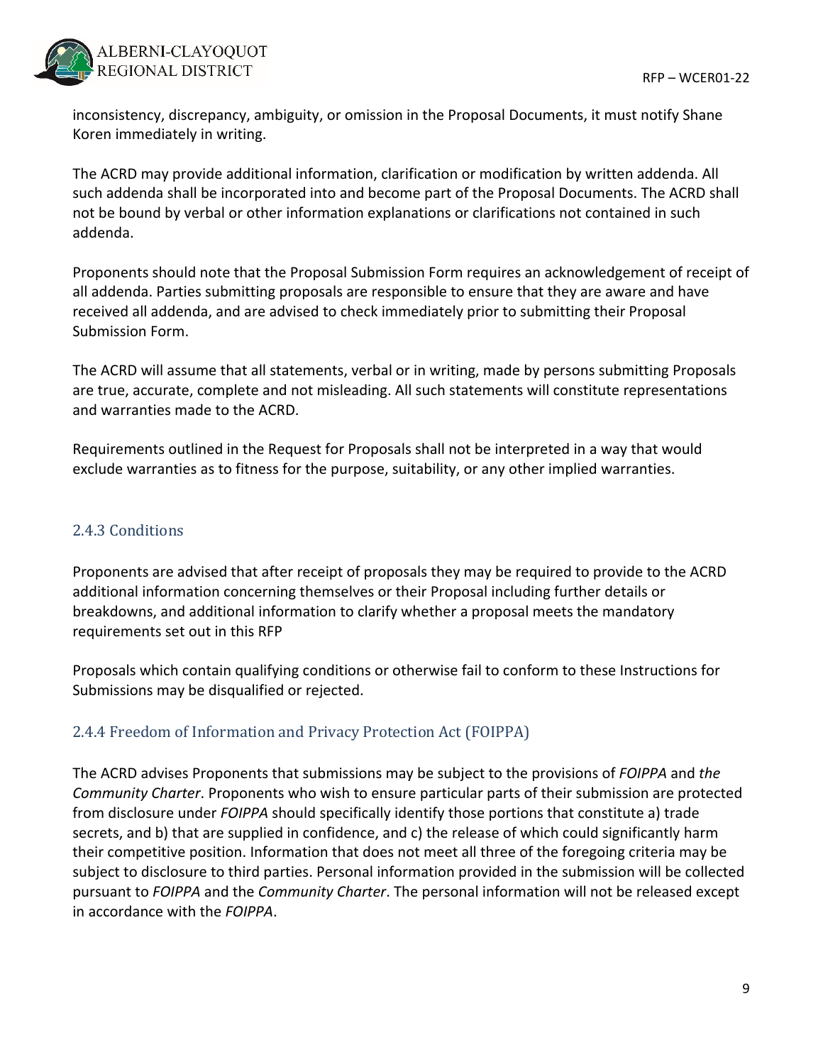inconsistency, discrepancy, ambiguity, or omission in the Proposal Documents, it must notify Shane Koren immediately in writing.

The ACRD may provide additional information, clarification or modification by written addenda. All such addenda shall be incorporated into and become part of the Proposal Documents. The ACRD shall not be bound by verbal or other information explanations or clarifications not contained in such addenda.

Proponents should note that the Proposal Submission Form requires an acknowledgement of receipt of all addenda. Parties submitting proposals are responsible to ensure that they are aware and have received all addenda, and are advised to check immediately prior to submitting their Proposal Submission Form.

The ACRD will assume that all statements, verbal or in writing, made by persons submitting Proposals are true, accurate, complete and not misleading. All such statements will constitute representations and warranties made to the ACRD.

Requirements outlined in the Request for Proposals shall not be interpreted in a way that would exclude warranties as to fitness for the purpose, suitability, or any other implied warranties.

### 2.4.3 Conditions

Proponents are advised that after receipt of proposals they may be required to provide to the ACRD additional information concerning themselves or their Proposal including further details or breakdowns, and additional information to clarify whether a proposal meets the mandatory requirements set out in this RFP

Proposals which contain qualifying conditions or otherwise fail to conform to these Instructions for Submissions may be disqualified or rejected.

### 2.4.4 Freedom of Information and Privacy Protection Act (FOIPPA)

The ACRD advises Proponents that submissions may be subject to the provisions of *FOIPPA* and *the Community Charter*. Proponents who wish to ensure particular parts of their submission are protected from disclosure under *FOIPPA* should specifically identify those portions that constitute a) trade secrets, and b) that are supplied in confidence, and c) the release of which could significantly harm their competitive position. Information that does not meet all three of the foregoing criteria may be subject to disclosure to third parties. Personal information provided in the submission will be collected pursuant to *FOIPPA* and the *Community Charter*. The personal information will not be released except in accordance with the *FOIPPA*.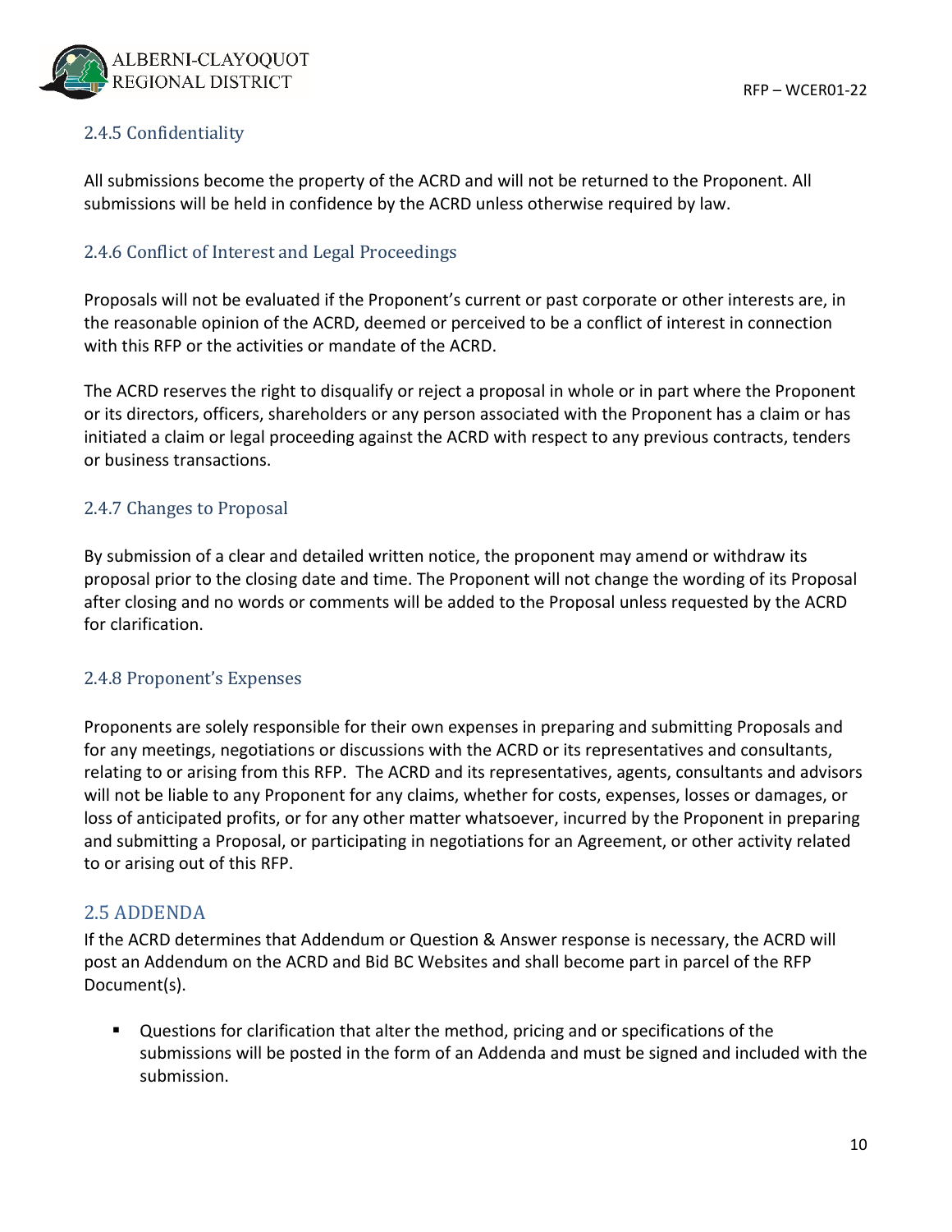### 2.4.5 Confidentiality

All submissions become the property of the ACRD and will not be returned to the Proponent. All submissions will be held in confidence by the ACRD unless otherwise required by law.

### 2.4.6 Conflict of Interest and Legal Proceedings

Proposals will not be evaluated if the Proponent's current or past corporate or other interests are, in the reasonable opinion of the ACRD, deemed or perceived to be a conflict of interest in connection with this RFP or the activities or mandate of the ACRD.

The ACRD reserves the right to disqualify or reject a proposal in whole or in part where the Proponent or its directors, officers, shareholders or any person associated with the Proponent has a claim or has initiated a claim or legal proceeding against the ACRD with respect to any previous contracts, tenders or business transactions.

### 2.4.7 Changes to Proposal

By submission of a clear and detailed written notice, the proponent may amend or withdraw its proposal prior to the closing date and time. The Proponent will not change the wording of its Proposal after closing and no words or comments will be added to the Proposal unless requested by the ACRD for clarification.

### 2.4.8 Proponent's Expenses

Proponents are solely responsible for their own expenses in preparing and submitting Proposals and for any meetings, negotiations or discussions with the ACRD or its representatives and consultants, relating to or arising from this RFP. The ACRD and its representatives, agents, consultants and advisors will not be liable to any Proponent for any claims, whether for costs, expenses, losses or damages, or loss of anticipated profits, or for any other matter whatsoever, incurred by the Proponent in preparing and submitting a Proposal, or participating in negotiations for an Agreement, or other activity related to or arising out of this RFP.

## 2.5 ADDENDA

If the ACRD determines that Addendum or Question & Answer response is necessary, the ACRD will post an Addendum on the ACRD and Bid BC Websites and shall become part in parcel of the RFP Document(s).

- Questions for clarification that alter the method, pricing and or specifications of the submissions will be posted in the form of an Addenda and must be signed and included with the submission.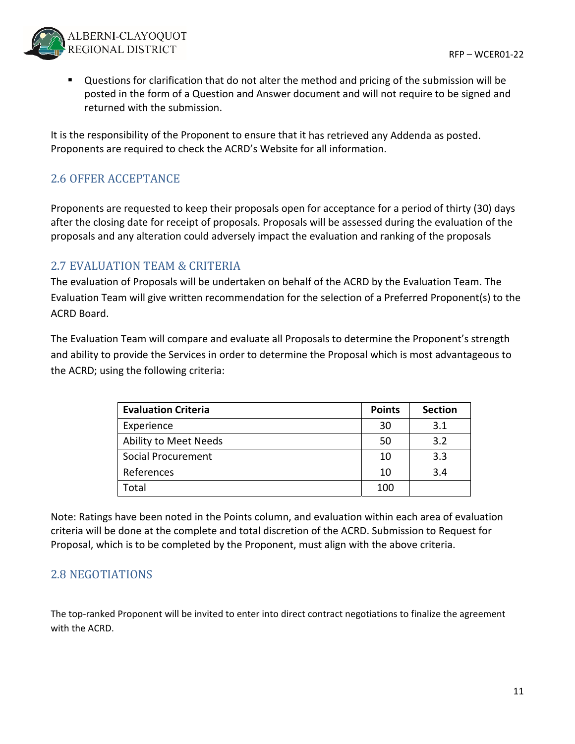- Questions for clarification that do not alter the method and pricing of the submission will be posted in the form of a Question and Answer document and will not require to be signed and returned with the submission.

It is the responsibility of the Proponent to ensure that it has retrieved any Addenda as posted. Proponents are required to check the ACRD's Website for all information.

## 2.6 OFFER ACCEPTANCE

Proponents are requested to keep their proposals open for acceptance for a period of thirty (30) days after the closing date for receipt of proposals. Proposals will be assessed during the evaluation of the proposals and any alteration could adversely impact the evaluation and ranking of the proposals

## 2.7 EVALUATION TEAM & CRITERIA

The evaluation of Proposals will be undertaken on behalf of the ACRD by the Evaluation Team. The Evaluation Team will give written recommendation for the selection of a Preferred Proponent(s) to the ACRD Board.

The Evaluation Team will compare and evaluate all Proposals to determine the Proponent's strength and ability to provide the Services in order to determine the Proposal which is most advantageous to the ACRD; using the following criteria:

| Evaluation Criteria | Points | Section |
|---|---|---|
| Experience | 30 | 3.1 |
| Ability to Meet Needs | 50 | 3.2 |
| Social Procurement | 10 | 3.3 |
| References | 10 | 3.4 |
| Total | 100 | |

Note: Ratings have been noted in the Points column, and evaluation within each area of evaluation criteria will be done at the complete and total discretion of the ACRD. Submission to Request for Proposal, which is to be completed by the Proponent, must align with the above criteria.

## 2.8 NEGOTIATIONS

The top-ranked Proponent will be invited to enter into direct contract negotiations to finalize the agreement with the ACRD.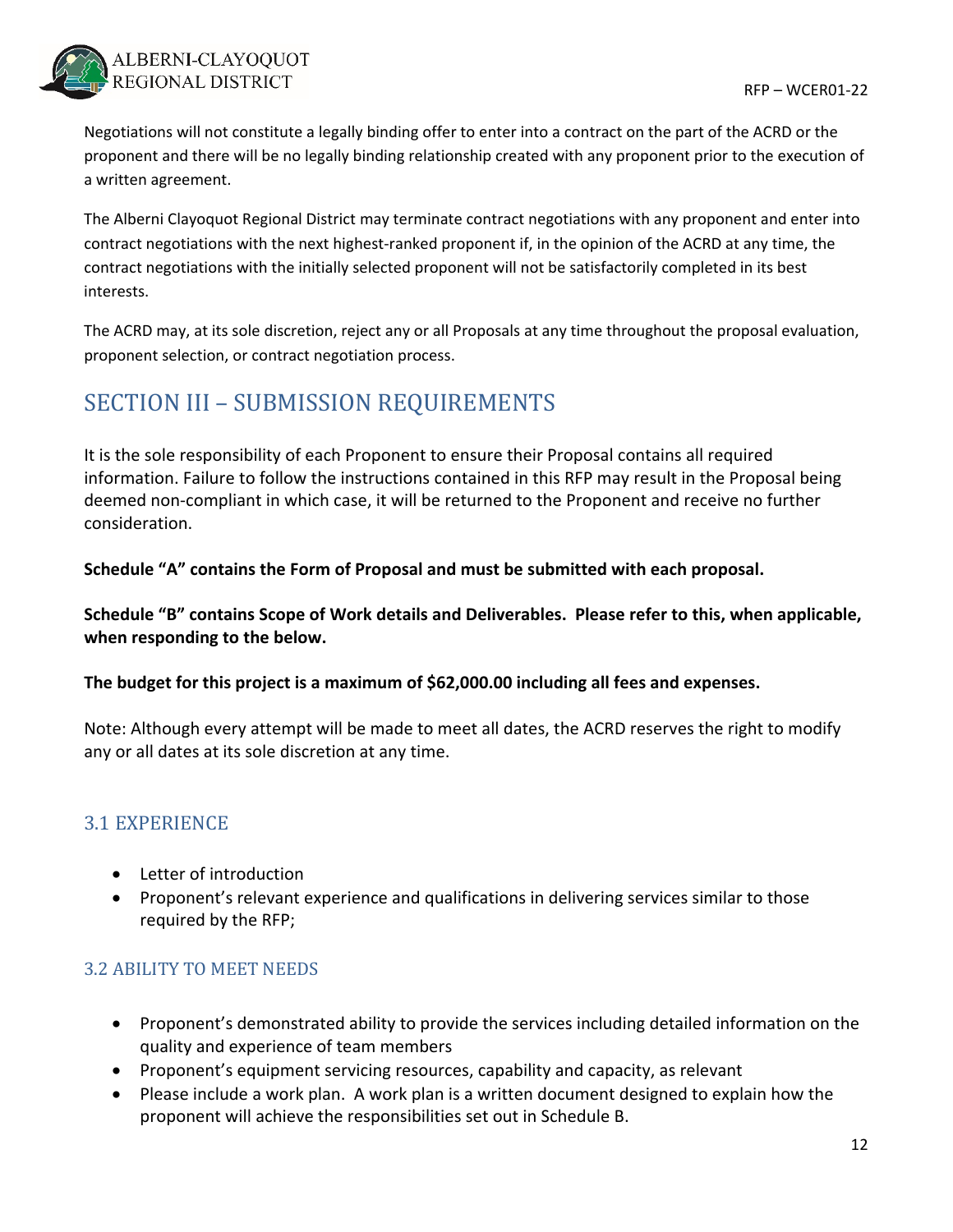Negotiations will not constitute a legally binding offer to enter into a contract on the part of the ACRD or the proponent and there will be no legally binding relationship created with any proponent prior to the execution of a written agreement.

The Alberni Clayoquot Regional District may terminate contract negotiations with any proponent and enter into contract negotiations with the next highest-ranked proponent if, in the opinion of the ACRD at any time, the contract negotiations with the initially selected proponent will not be satisfactorily completed in its best interests.

The ACRD may, at its sole discretion, reject any or all Proposals at any time throughout the proposal evaluation, proponent selection, or contract negotiation process.

# SECTION III – SUBMISSION REQUIREMENTS

It is the sole responsibility of each Proponent to ensure their Proposal contains all required information. Failure to follow the instructions contained in this RFP may result in the Proposal being deemed non-compliant in which case, it will be returned to the Proponent and receive no further consideration.

**Schedule "A" contains the Form of Proposal and must be submitted with each proposal.**

**Schedule "B" contains Scope of Work details and Deliverables. Please refer to this, when applicable, when responding to the below.**

**The budget for this project is a maximum of $62,000.00 including all fees and expenses.**

Note: Although every attempt will be made to meet all dates, the ACRD reserves the right to modify any or all dates at its sole discretion at any time.

## 3.1 EXPERIENCE

- Letter of introduction
- Proponent's relevant experience and qualifications in delivering services similar to those required by the RFP;

## 3.2 ABILITY TO MEET NEEDS

- Proponent's demonstrated ability to provide the services including detailed information on the quality and experience of team members
- Proponent's equipment servicing resources, capability and capacity, as relevant
- Please include a work plan. A work plan is a written document designed to explain how the proponent will achieve the responsibilities set out in Schedule B.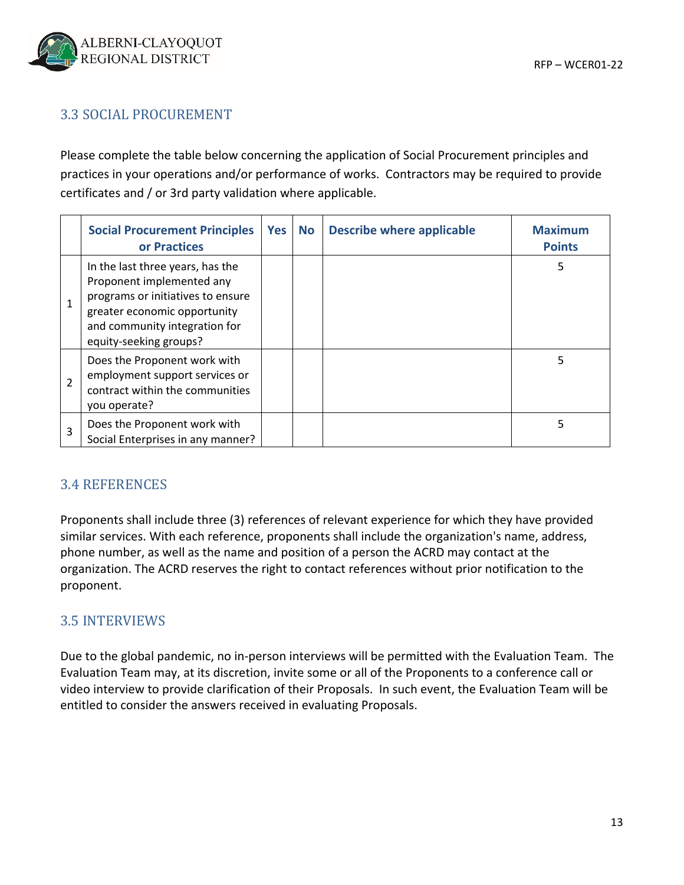## 3.3 SOCIAL PROCUREMENT

Please complete the table below concerning the application of Social Procurement principles and practices in your operations and/or performance of works. Contractors may be required to provide certificates and / or 3rd party validation where applicable.

| | Social Procurement Principles or Practices | Yes | No | Describe where applicable | Maximum Points |
|---|---|---|---|---|---|
| 1 | In the last three years, has the Proponent implemented any programs or initiatives to ensure greater economic opportunity and community integration for equity-seeking groups? | | | | 5 |
| 2 | Does the Proponent work with employment support services or contract within the communities you operate? | | | | 5 |
| 3 | Does the Proponent work with Social Enterprises in any manner? | | | | 5 |

## 3.4 REFERENCES

Proponents shall include three (3) references of relevant experience for which they have provided similar services. With each reference, proponents shall include the organization's name, address, phone number, as well as the name and position of a person the ACRD may contact at the organization. The ACRD reserves the right to contact references without prior notification to the proponent.

## 3.5 INTERVIEWS

Due to the global pandemic, no in-person interviews will be permitted with the Evaluation Team. The Evaluation Team may, at its discretion, invite some or all of the Proponents to a conference call or video interview to provide clarification of their Proposals. In such event, the Evaluation Team will be entitled to consider the answers received in evaluating Proposals.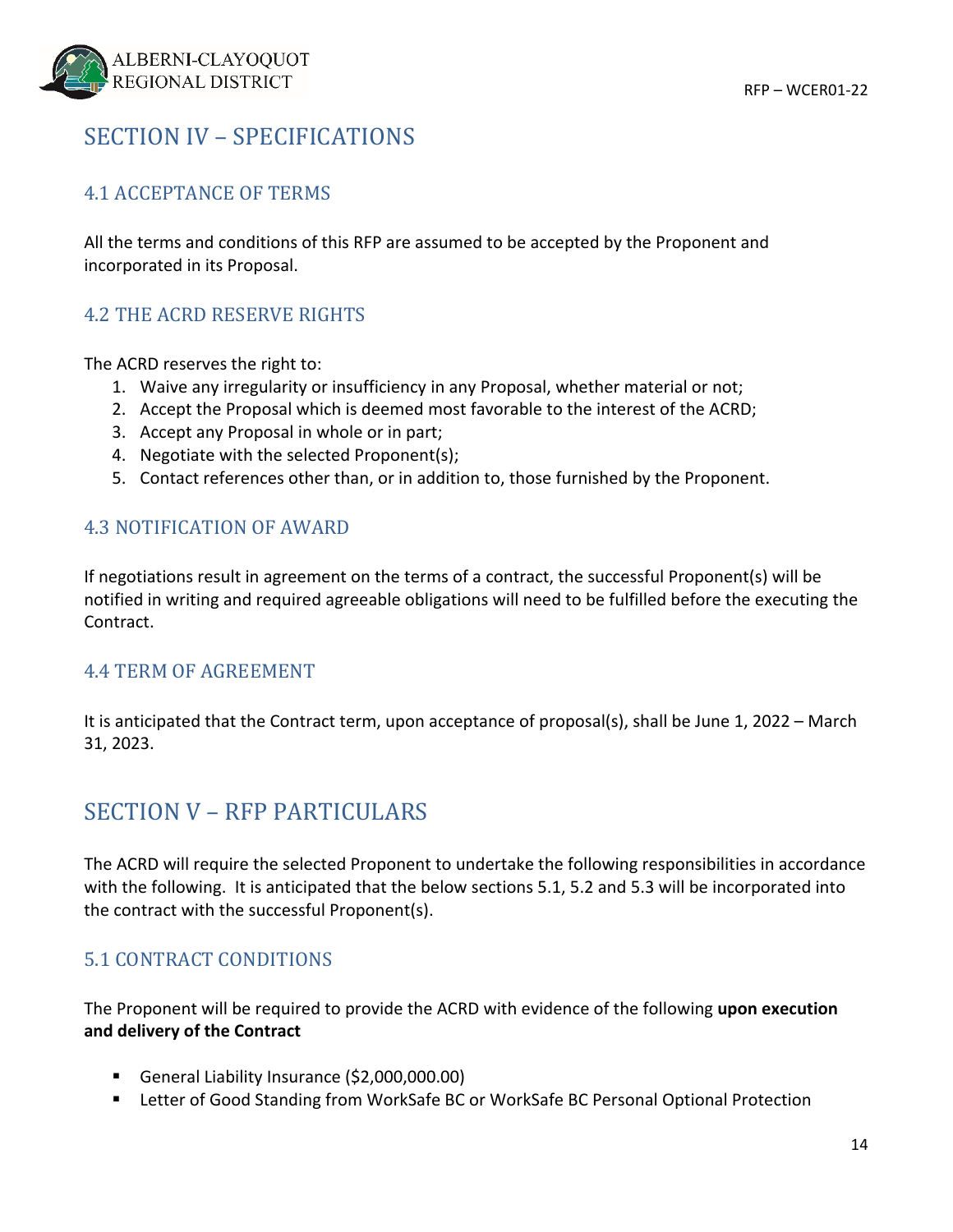## SECTION IV – SPECIFICATIONS

### 4.1 ACCEPTANCE OF TERMS

All the terms and conditions of this RFP are assumed to be accepted by the Proponent and incorporated in its Proposal.

### 4.2 THE ACRD RESERVE RIGHTS

The ACRD reserves the right to:

1. Waive any irregularity or insufficiency in any Proposal, whether material or not;
2. Accept the Proposal which is deemed most favorable to the interest of the ACRD;
3. Accept any Proposal in whole or in part;
4. Negotiate with the selected Proponent(s);
5. Contact references other than, or in addition to, those furnished by the Proponent.

### 4.3 NOTIFICATION OF AWARD

If negotiations result in agreement on the terms of a contract, the successful Proponent(s) will be notified in writing and required agreeable obligations will need to be fulfilled before the executing the Contract.

### 4.4 TERM OF AGREEMENT

It is anticipated that the Contract term, upon acceptance of proposal(s), shall be June 1, 2022 – March 31, 2023.

## SECTION V – RFP PARTICULARS

The ACRD will require the selected Proponent to undertake the following responsibilities in accordance with the following. It is anticipated that the below sections 5.1, 5.2 and 5.3 will be incorporated into the contract with the successful Proponent(s).

### 5.1 CONTRACT CONDITIONS

The Proponent will be required to provide the ACRD with evidence of the following **upon execution and delivery of the Contract**

- General Liability Insurance ($2,000,000.00)
- Letter of Good Standing from WorkSafe BC or WorkSafe BC Personal Optional Protection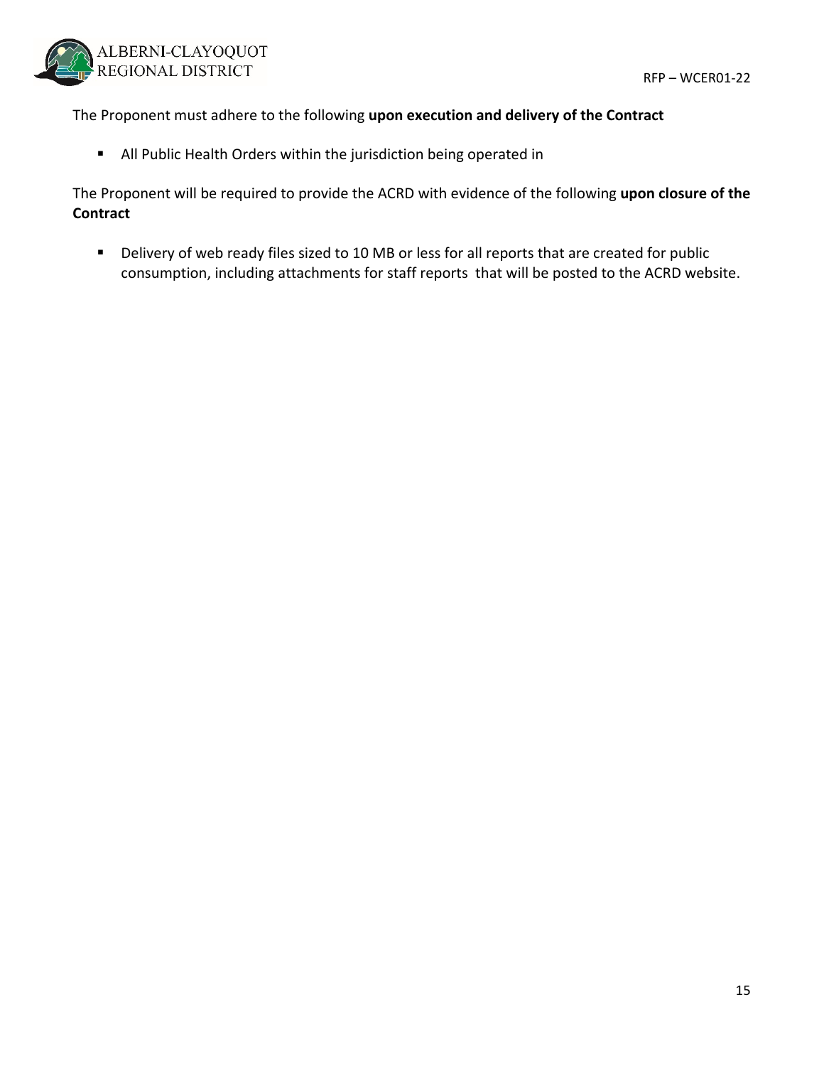The Proponent must adhere to the following **upon execution and delivery of the Contract**

- All Public Health Orders within the jurisdiction being operated in

The Proponent will be required to provide the ACRD with evidence of the following **upon closure of the Contract**

- Delivery of web ready files sized to 10 MB or less for all reports that are created for public consumption, including attachments for staff reports that will be posted to the ACRD website.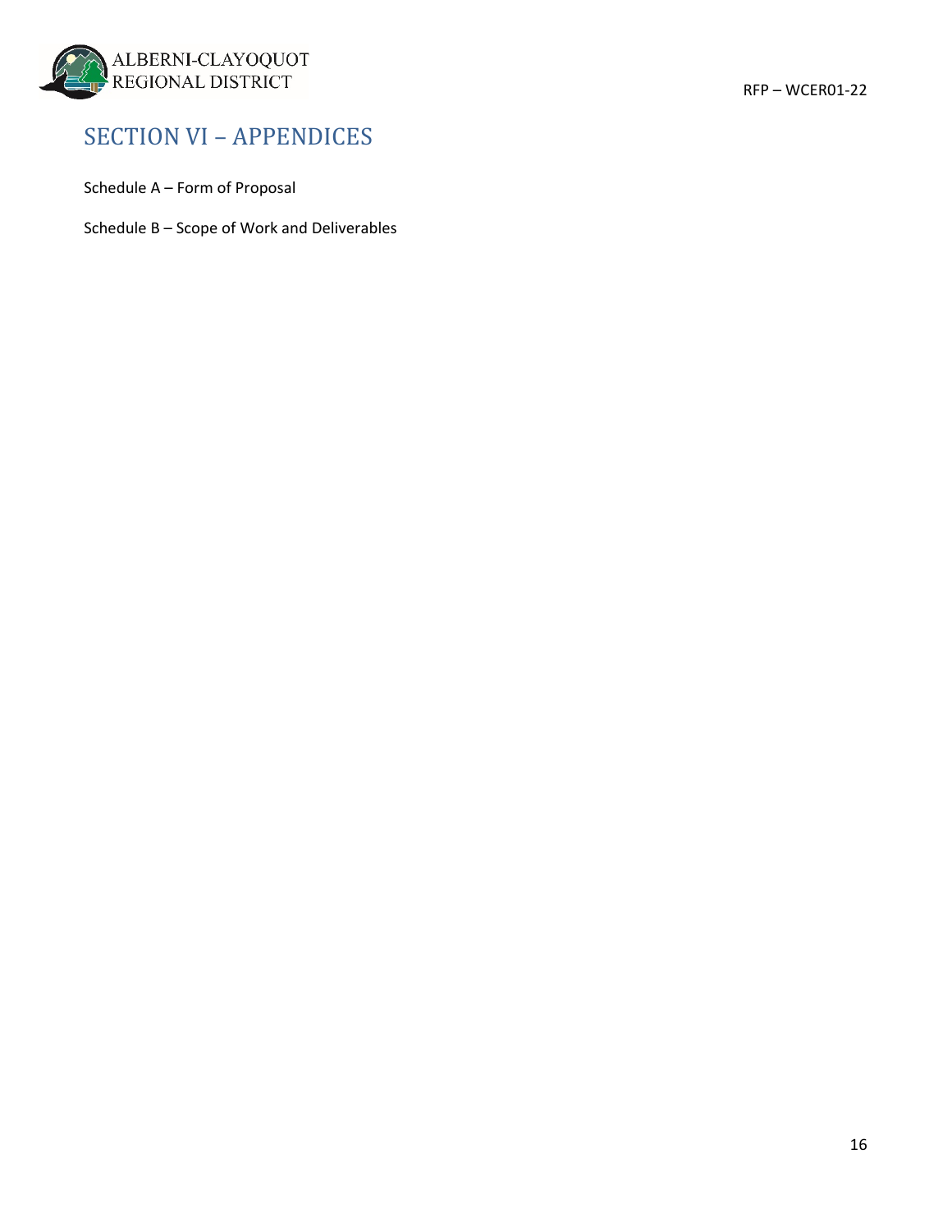# SECTION VI – APPENDICES

Schedule A – Form of Proposal

Schedule B – Scope of Work and Deliverables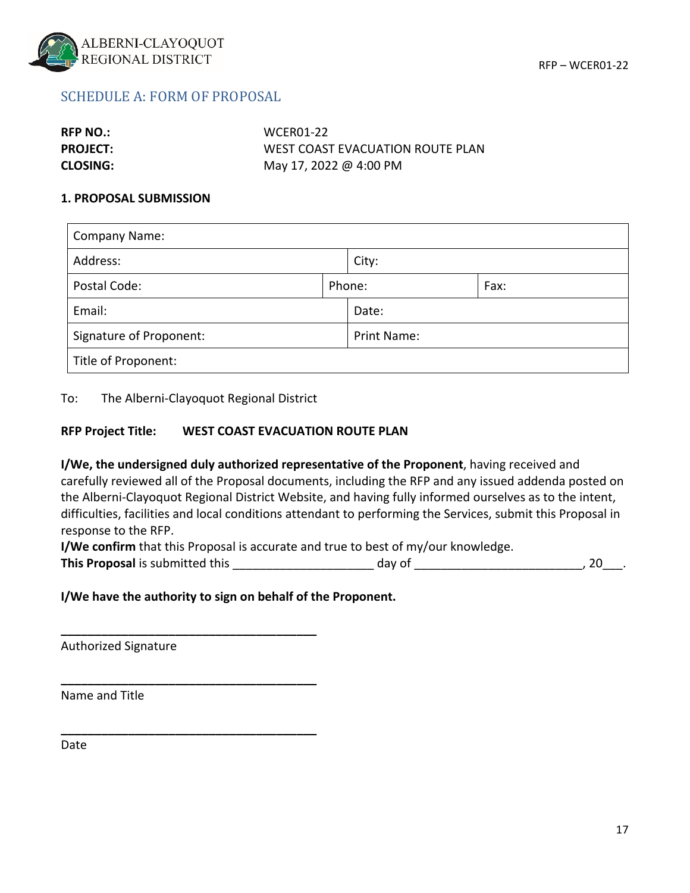## SCHEDULE A: FORM OF PROPOSAL

**RFP NO.:** WCER01-22
**PROJECT:** WEST COAST EVACUATION ROUTE PLAN
**CLOSING:** May 17, 2022 @ 4:00 PM

### 1. PROPOSAL SUBMISSION

| Company Name: | | |
|---|---|---|
| Address: | City: | |
| Postal Code: | Phone: | Fax: |
| Email: | Date: | |
| Signature of Proponent: | Print Name: | |
| Title of Proponent: | | |

To: The Alberni-Clayoquot Regional District

**RFP Project Title: WEST COAST EVACUATION ROUTE PLAN**

**I/We, the undersigned duly authorized representative of the Proponent**, having received and carefully reviewed all of the Proposal documents, including the RFP and any issued addenda posted on the Alberni-Clayoquot Regional District Website, and having fully informed ourselves as to the intent, difficulties, facilities and local conditions attendant to performing the Services, submit this Proposal in response to the RFP.

**I/We confirm** that this Proposal is accurate and true to best of my/our knowledge.

**This Proposal** is submitted this _____________________ day of _________________________, 20___.

**I/We have the authority to sign on behalf of the Proponent.**

_______________________________________
Authorized Signature

_______________________________________
Name and Title

_______________________________________
Date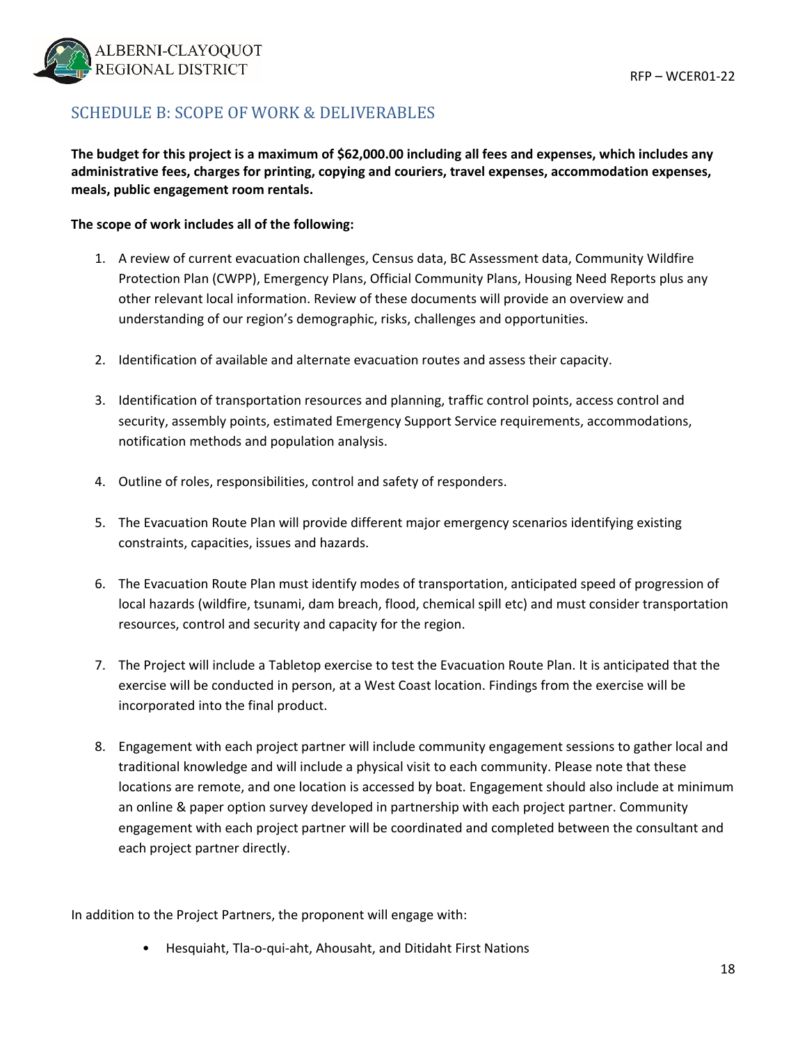## SCHEDULE B: SCOPE OF WORK & DELIVERABLES

**The budget for this project is a maximum of $62,000.00 including all fees and expenses, which includes any administrative fees, charges for printing, copying and couriers, travel expenses, accommodation expenses, meals, public engagement room rentals.**

**The scope of work includes all of the following:**

1. A review of current evacuation challenges, Census data, BC Assessment data, Community Wildfire Protection Plan (CWPP), Emergency Plans, Official Community Plans, Housing Need Reports plus any other relevant local information. Review of these documents will provide an overview and understanding of our region's demographic, risks, challenges and opportunities.
2. Identification of available and alternate evacuation routes and assess their capacity.
3. Identification of transportation resources and planning, traffic control points, access control and security, assembly points, estimated Emergency Support Service requirements, accommodations, notification methods and population analysis.
4. Outline of roles, responsibilities, control and safety of responders.
5. The Evacuation Route Plan will provide different major emergency scenarios identifying existing constraints, capacities, issues and hazards.
6. The Evacuation Route Plan must identify modes of transportation, anticipated speed of progression of local hazards (wildfire, tsunami, dam breach, flood, chemical spill etc) and must consider transportation resources, control and security and capacity for the region.
7. The Project will include a Tabletop exercise to test the Evacuation Route Plan. It is anticipated that the exercise will be conducted in person, at a West Coast location. Findings from the exercise will be incorporated into the final product.
8. Engagement with each project partner will include community engagement sessions to gather local and traditional knowledge and will include a physical visit to each community. Please note that these locations are remote, and one location is accessed by boat. Engagement should also include at minimum an online & paper option survey developed in partnership with each project partner. Community engagement with each project partner will be coordinated and completed between the consultant and each project partner directly.

In addition to the Project Partners, the proponent will engage with:

- Hesquiaht, Tla-o-qui-aht, Ahousaht, and Ditidaht First Nations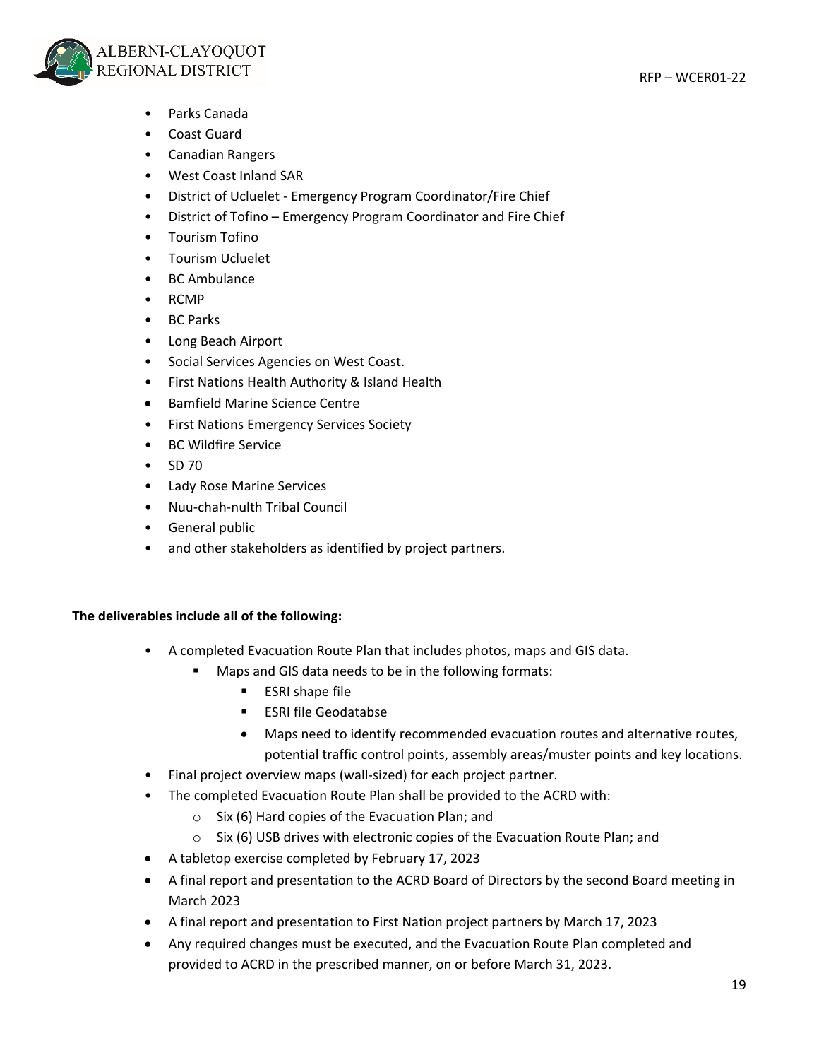- Parks Canada
- Coast Guard
- Canadian Rangers
- West Coast Inland SAR
- District of Ucluelet - Emergency Program Coordinator/Fire Chief
- District of Tofino – Emergency Program Coordinator and Fire Chief
- Tourism Tofino
- Tourism Ucluelet
- BC Ambulance
- RCMP
- BC Parks
- Long Beach Airport
- Social Services Agencies on West Coast.
- First Nations Health Authority & Island Health
- Bamfield Marine Science Centre
- First Nations Emergency Services Society
- BC Wildfire Service
- SD 70
- Lady Rose Marine Services
- Nuu-chah-nulth Tribal Council
- General public
- and other stakeholders as identified by project partners.

**The deliverables include all of the following:**

- A completed Evacuation Route Plan that includes photos, maps and GIS data.
  - Maps and GIS data needs to be in the following formats:
    - ESRI shape file
    - ESRI file Geodatabse
    - Maps need to identify recommended evacuation routes and alternative routes, potential traffic control points, assembly areas/muster points and key locations.
- Final project overview maps (wall-sized) for each project partner.
- The completed Evacuation Route Plan shall be provided to the ACRD with:
  - Six (6) Hard copies of the Evacuation Plan; and
  - Six (6) USB drives with electronic copies of the Evacuation Route Plan; and
- A tabletop exercise completed by February 17, 2023
- A final report and presentation to the ACRD Board of Directors by the second Board meeting in March 2023
- A final report and presentation to First Nation project partners by March 17, 2023
- Any required changes must be executed, and the Evacuation Route Plan completed and provided to ACRD in the prescribed manner, on or before March 31, 2023.